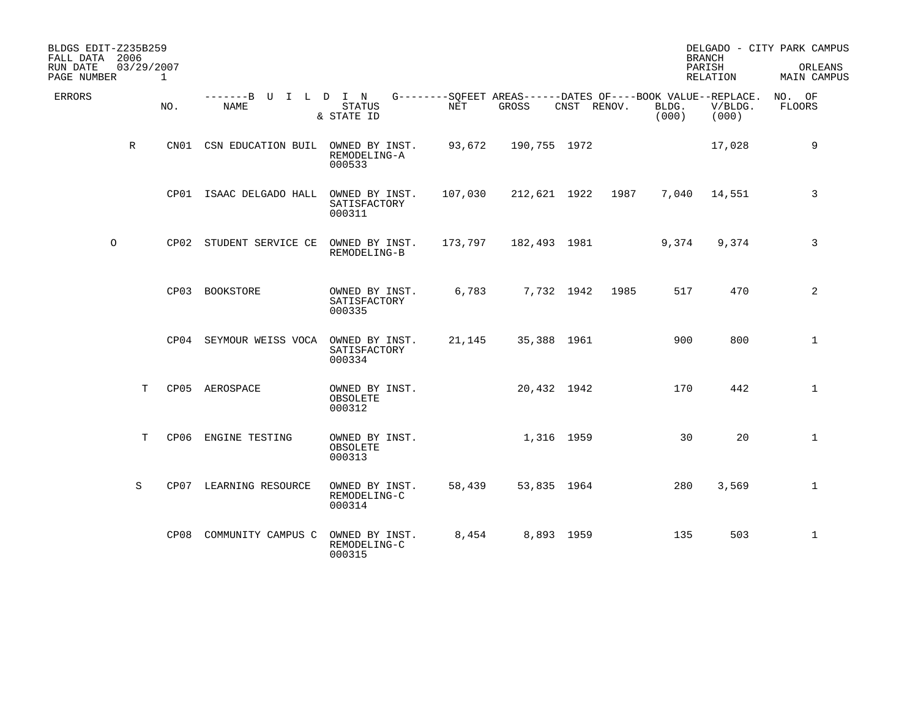BLDGS EDIT-Z235B259
FALL DATA 2006
RUN DATE 03/29/2007

DELGADO - CITY PARK CAMPUS
BRANCH
PARISH ORLEANS
RELATION MAIN CAMPUS

| ERRORS | BUILDING NO. | BUILDING NAME | STATUS & STATE ID | SQFEET AREAS NET | SQFEET AREAS GROSS | DATES OF CNST | DATES OF RENOV. | BOOK VALUE BLDG. (000) | REPLACE. V/BLDG. (000) | NO. OF FLOORS |
|---|---|---|---|---|---|---|---|---|---|---|
| R | CN01 | CSN EDUCATION BUIL | OWNED BY INST. REMODELING-A 000533 | 93,672 | 190,755 | 1972 | | | 17,028 | 9 |
| | CP01 | ISAAC DELGADO HALL | OWNED BY INST. SATISFACTORY 000311 | 107,030 | 212,621 | 1922 | 1987 | 7,040 | 14,551 | 3 |
| O | CP02 | STUDENT SERVICE CE | OWNED BY INST. REMODELING-B | 173,797 | 182,493 | 1981 | | 9,374 | 9,374 | 3 |
| | CP03 | BOOKSTORE | OWNED BY INST. SATISFACTORY 000335 | 6,783 | 7,732 | 1942 | 1985 | 517 | 470 | 2 |
| | CP04 | SEYMOUR WEISS VOCA | OWNED BY INST. SATISFACTORY 000334 | 21,145 | 35,388 | 1961 | | 900 | 800 | 1 |
| T | CP05 | AEROSPACE | OWNED BY INST. OBSOLETE 000312 | | 20,432 | 1942 | | 170 | 442 | 1 |
| T | CP06 | ENGINE TESTING | OWNED BY INST. OBSOLETE 000313 | | 1,316 | 1959 | | 30 | 20 | 1 |
| S | CP07 | LEARNING RESOURCE | OWNED BY INST. REMODELING-C 000314 | 58,439 | 53,835 | 1964 | | 280 | 3,569 | 1 |
| | CP08 | COMMUNITY CAMPUS C | OWNED BY INST. REMODELING-C 000315 | 8,454 | 8,893 | 1959 | | 135 | 503 | 1 |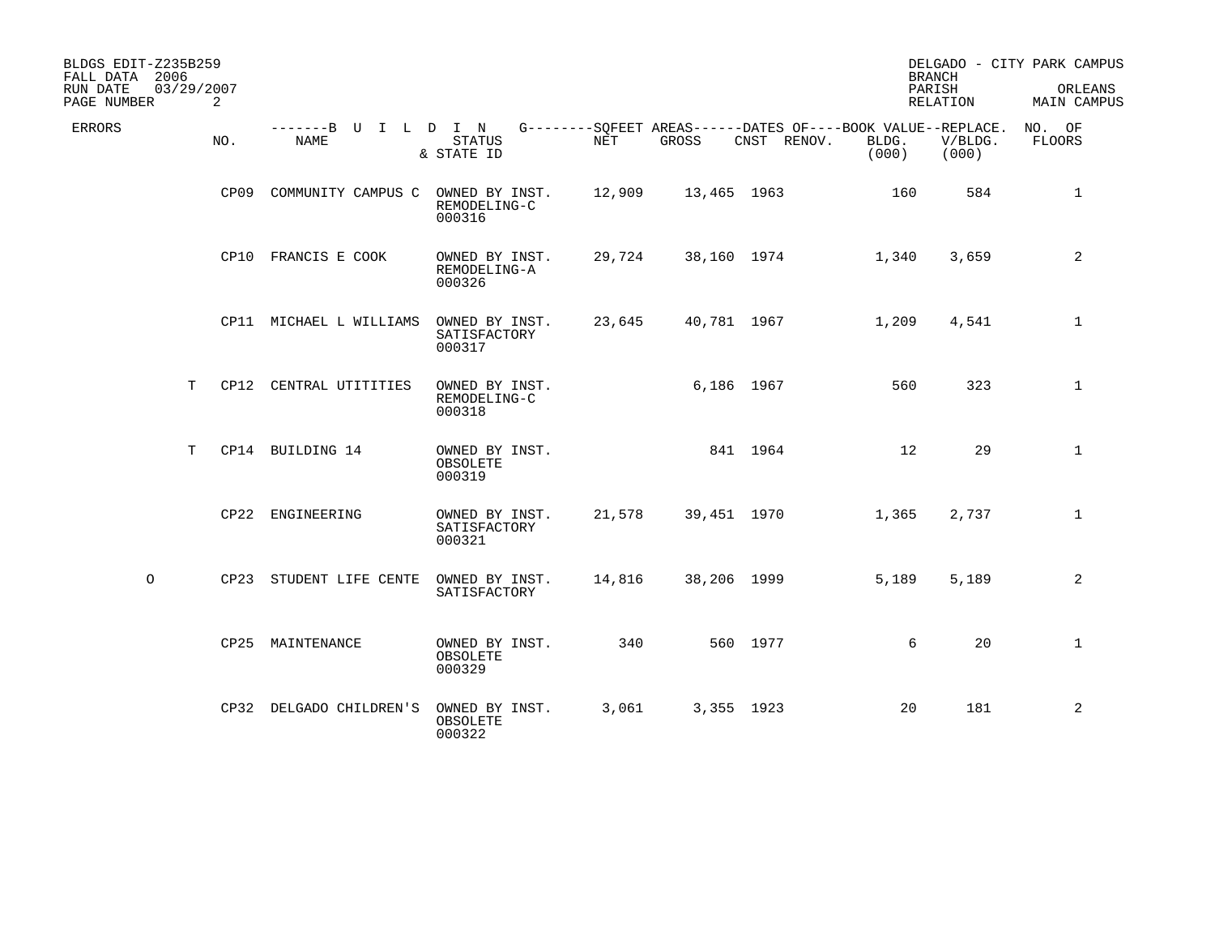BLDGS EDIT-Z235B259
FALL DATA 2006
RUN DATE 03/29/2007

DELGADO - CITY PARK CAMPUS
BRANCH
PARISH ORLEANS
RELATION MAIN CAMPUS

| ERRORS | | NO. | BUILDING NAME | STATUS & STATE ID | SQFEET AREAS NET | SQFEET AREAS GROSS | DATES OF CNST | DATES OF RENOV. | BOOK VALUE BLDG. (000) | REPLACE. V/BLDG. (000) | NO. OF FLOORS |
|---|---|---|---|---|---|---|---|---|---|---|---|
| | | CP09 | COMMUNITY CAMPUS C | OWNED BY INST. REMODELING-C 000316 | 12,909 | 13,465 | 1963 | | 160 | 584 | 1 |
| | | CP10 | FRANCIS E COOK | OWNED BY INST. REMODELING-A 000326 | 29,724 | 38,160 | 1974 | | 1,340 | 3,659 | 2 |
| | | CP11 | MICHAEL L WILLIAMS | OWNED BY INST. SATISFACTORY 000317 | 23,645 | 40,781 | 1967 | | 1,209 | 4,541 | 1 |
| | T | CP12 | CENTRAL UTITITIES | OWNED BY INST. REMODELING-C 000318 | | 6,186 | 1967 | | 560 | 323 | 1 |
| | T | CP14 | BUILDING 14 | OWNED BY INST. OBSOLETE 000319 | | 841 | 1964 | | 12 | 29 | 1 |
| | | CP22 | ENGINEERING | OWNED BY INST. SATISFACTORY 000321 | 21,578 | 39,451 | 1970 | | 1,365 | 2,737 | 1 |
| O | | CP23 | STUDENT LIFE CENTE | OWNED BY INST. SATISFACTORY | 14,816 | 38,206 | 1999 | | 5,189 | 5,189 | 2 |
| | | CP25 | MAINTENANCE | OWNED BY INST. OBSOLETE 000329 | 340 | 560 | 1977 | | 6 | 20 | 1 |
| | | CP32 | DELGADO CHILDREN'S | OWNED BY INST. OBSOLETE 000322 | 3,061 | 3,355 | 1923 | | 20 | 181 | 2 |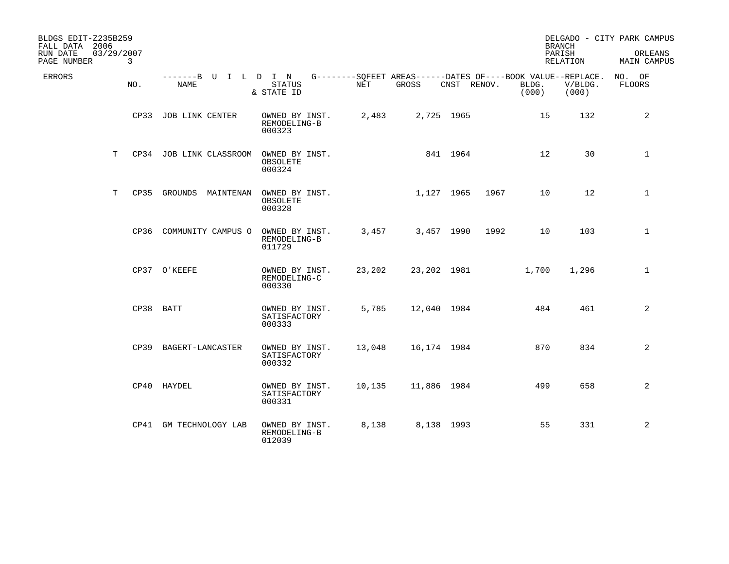BLDGS EDIT-Z235B259
FALL DATA 2006
RUN DATE 03/29/2007

DELGADO - CITY PARK CAMPUS
BRANCH
PARISH ORLEANS
RELATION MAIN CAMPUS

| ERRORS | NO. | BUILDING NAME | STATUS & STATE ID | NET SQFEET | GROSS SQFEET | CNST | RENOV. | BOOK VALUE BLDG. (000) | REPLACE. V/BLDG. (000) | NO. OF FLOORS |
|---|---|---|---|---|---|---|---|---|---|---|
| | CP33 | JOB LINK CENTER | OWNED BY INST. REMODELING-B 000323 | 2,483 | 2,725 | 1965 | | 15 | 132 | 2 |
| T | CP34 | JOB LINK CLASSROOM | OWNED BY INST. OBSOLETE 000324 | | 841 | 1964 | | 12 | 30 | 1 |
| T | CP35 | GROUNDS MAINTENAN | OWNED BY INST. OBSOLETE 000328 | | 1,127 | 1965 | 1967 | 10 | 12 | 1 |
| | CP36 | COMMUNITY CAMPUS O | OWNED BY INST. REMODELING-B 011729 | 3,457 | 3,457 | 1990 | 1992 | 10 | 103 | 1 |
| | CP37 | O'KEEFE | OWNED BY INST. REMODELING-C 000330 | 23,202 | 23,202 | 1981 | | 1,700 | 1,296 | 1 |
| | CP38 | BATT | OWNED BY INST. SATISFACTORY 000333 | 5,785 | 12,040 | 1984 | | 484 | 461 | 2 |
| | CP39 | BAGERT-LANCASTER | OWNED BY INST. SATISFACTORY 000332 | 13,048 | 16,174 | 1984 | | 870 | 834 | 2 |
| | CP40 | HAYDEL | OWNED BY INST. SATISFACTORY 000331 | 10,135 | 11,886 | 1984 | | 499 | 658 | 2 |
| | CP41 | GM TECHNOLOGY LAB | OWNED BY INST. REMODELING-B 012039 | 8,138 | 8,138 | 1993 | | 55 | 331 | 2 |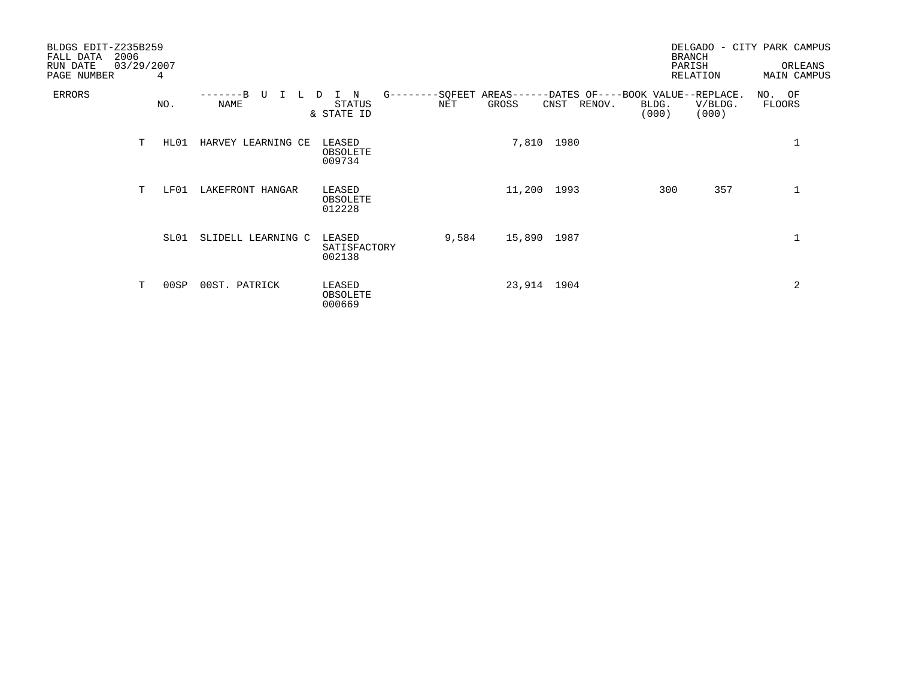BLDGS EDIT-Z235B259 FALL DATA 2006 RUN DATE 03/29/2007

DELGADO - CITY PARK CAMPUS
BRANCH
PARISH ORLEANS
RELATION MAIN CAMPUS

| ERRORS | NO. | BUILDING NAME | STATUS & STATE ID | SQFEET AREAS NET | SQFEET AREAS GROSS | DATES OF CNST | DATES OF RENOV. | BOOK VALUE BLDG. (000) | REPLACE. V/BLDG. (000) | NO. OF FLOORS |
|---|---|---|---|---|---|---|---|---|---|---|
| T | HL01 | HARVEY LEARNING CE | LEASED OBSOLETE 009734 | | 7,810 | 1980 | | | | 1 |
| T | LF01 | LAKEFRONT HANGAR | LEASED OBSOLETE 012228 | | 11,200 | 1993 | | 300 | 357 | 1 |
| | SL01 | SLIDELL LEARNING C | LEASED SATISFACTORY 002138 | 9,584 | 15,890 | 1987 | | | | 1 |
| T | 00SP | 00ST. PATRICK | LEASED OBSOLETE 000669 | | 23,914 | 1904 | | | | 2 |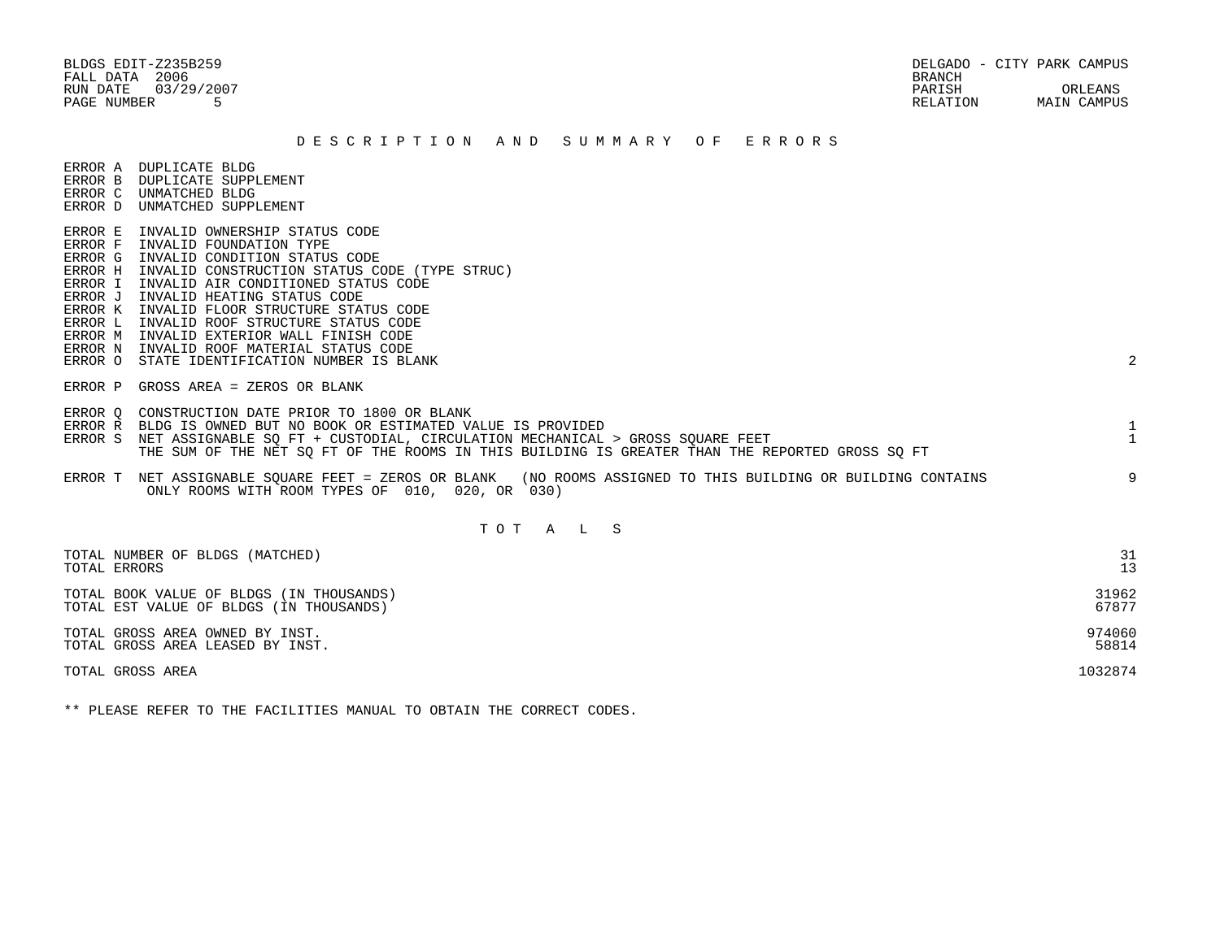BLDGS EDIT-Z235B259
FALL DATA 2006
RUN DATE 03/29/2007
PAGE NUMBER 5

DELGADO - CITY PARK CAMPUS
BRANCH
PARISH ORLEANS
RELATION MAIN CAMPUS

## DESCRIPTION AND SUMMARY OF ERRORS

| Error | Description | Count |
|---|---|---|
| ERROR A | DUPLICATE BLDG | |
| ERROR B | DUPLICATE SUPPLEMENT | |
| ERROR C | UNMATCHED BLDG | |
| ERROR D | UNMATCHED SUPPLEMENT | |
| ERROR E | INVALID OWNERSHIP STATUS CODE | |
| ERROR F | INVALID FOUNDATION TYPE | |
| ERROR G | INVALID CONDITION STATUS CODE | |
| ERROR H | INVALID CONSTRUCTION STATUS CODE (TYPE STRUC) | |
| ERROR I | INVALID AIR CONDITIONED STATUS CODE | |
| ERROR J | INVALID HEATING STATUS CODE | |
| ERROR K | INVALID FLOOR STRUCTURE STATUS CODE | |
| ERROR L | INVALID ROOF STRUCTURE STATUS CODE | |
| ERROR M | INVALID EXTERIOR WALL FINISH CODE | |
| ERROR N | INVALID ROOF MATERIAL STATUS CODE | |
| ERROR O | STATE IDENTIFICATION NUMBER IS BLANK | 2 |
| ERROR P | GROSS AREA = ZEROS OR BLANK | |
| ERROR Q | CONSTRUCTION DATE PRIOR TO 1800 OR BLANK | |
| ERROR R | BLDG IS OWNED BUT NO BOOK OR ESTIMATED VALUE IS PROVIDED | 1 |
| ERROR S | NET ASSIGNABLE SQ FT + CUSTODIAL, CIRCULATION MECHANICAL > GROSS SQUARE FEET<br>THE SUM OF THE NET SQ FT OF THE ROOMS IN THIS BUILDING IS GREATER THAN THE REPORTED GROSS SQ FT | 1 |
| ERROR T | NET ASSIGNABLE SQUARE FEET = ZEROS OR BLANK (NO ROOMS ASSIGNED TO THIS BUILDING OR BUILDING CONTAINS ONLY ROOMS WITH ROOM TYPES OF 010, 020, OR 030) | 9 |

## TOTALS

| | |
|---|---|
| TOTAL NUMBER OF BLDGS (MATCHED) | 31 |
| TOTAL ERRORS | 13 |
| TOTAL BOOK VALUE OF BLDGS (IN THOUSANDS) | 31962 |
| TOTAL EST VALUE OF BLDGS (IN THOUSANDS) | 67877 |
| TOTAL GROSS AREA OWNED BY INST. | 974060 |
| TOTAL GROSS AREA LEASED BY INST. | 58814 |
| TOTAL GROSS AREA | 1032874 |

** PLEASE REFER TO THE FACILITIES MANUAL TO OBTAIN THE CORRECT CODES.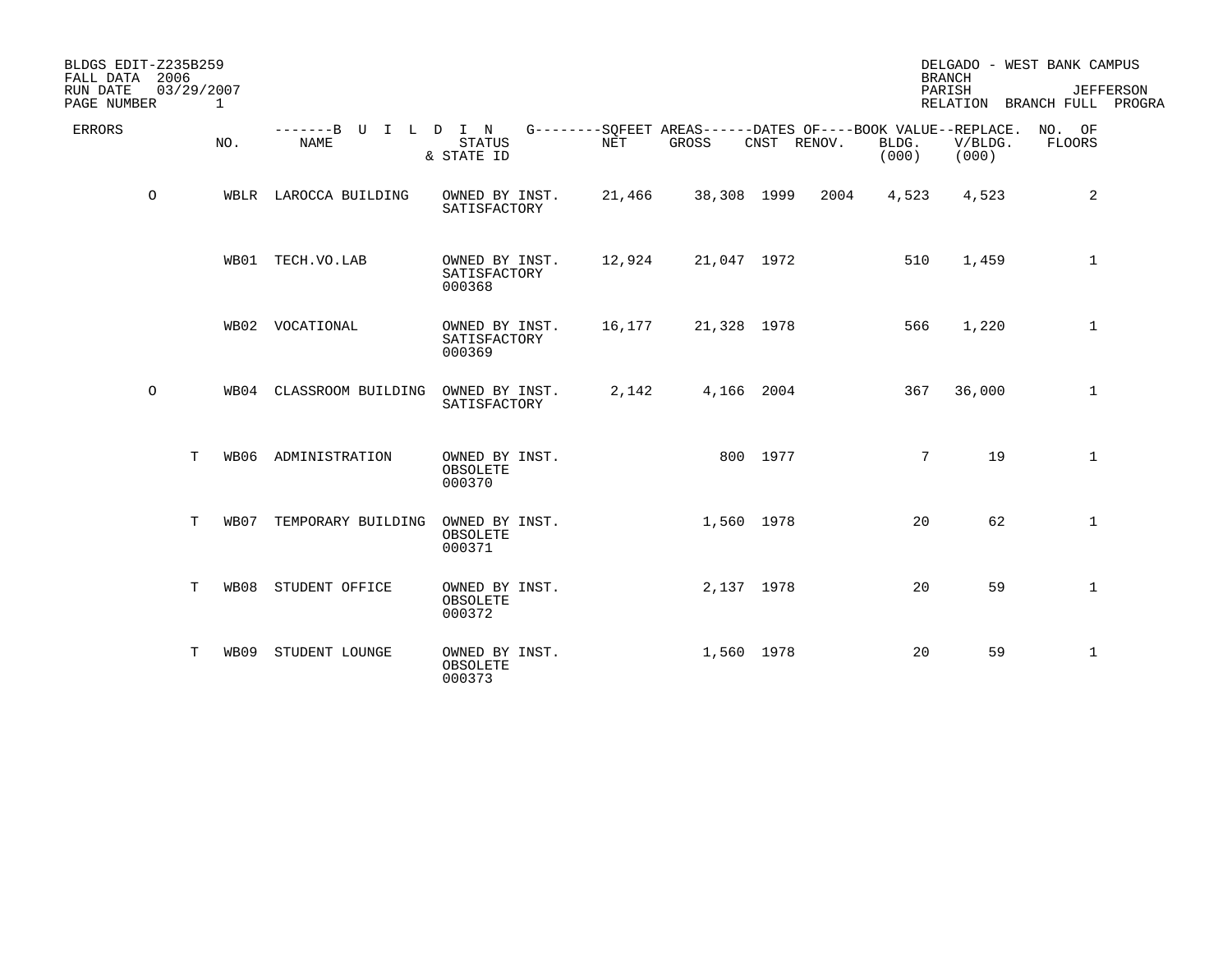BLDGS EDIT-Z235B259
FALL DATA 2006
RUN DATE 03/29/2007
PAGE NUMBER 1

DELGADO - WEST BANK CAMPUS
BRANCH
PARISH JEFFERSON
RELATION BRANCH FULL PROGRA

| ERRORS | | NO. | BUILDING NAME | STATUS & STATE ID | SQFEET AREAS NET | SQFEET AREAS GROSS | DATES OF CNST | DATES OF RENOV. | BOOK VALUE BLDG. (000) | REPLACE. V/BLDG. (000) | NO. OF FLOORS |
|---|---|---|---|---|---|---|---|---|---|---|---|
| O | | WBLR | LAROCCA BUILDING | OWNED BY INST. SATISFACTORY | 21,466 | 38,308 | 1999 | 2004 | 4,523 | 4,523 | 2 |
| | | WB01 | TECH.VO.LAB | OWNED BY INST. SATISFACTORY 000368 | 12,924 | 21,047 | 1972 | | 510 | 1,459 | 1 |
| | | WB02 | VOCATIONAL | OWNED BY INST. SATISFACTORY 000369 | 16,177 | 21,328 | 1978 | | 566 | 1,220 | 1 |
| O | | WB04 | CLASSROOM BUILDING | OWNED BY INST. SATISFACTORY | 2,142 | 4,166 | 2004 | | 367 | 36,000 | 1 |
| | T | WB06 | ADMINISTRATION | OWNED BY INST. OBSOLETE 000370 | | 800 | 1977 | | 7 | 19 | 1 |
| | T | WB07 | TEMPORARY BUILDING | OWNED BY INST. OBSOLETE 000371 | | 1,560 | 1978 | | 20 | 62 | 1 |
| | T | WB08 | STUDENT OFFICE | OWNED BY INST. OBSOLETE 000372 | | 2,137 | 1978 | | 20 | 59 | 1 |
| | T | WB09 | STUDENT LOUNGE | OWNED BY INST. OBSOLETE 000373 | | 1,560 | 1978 | | 20 | 59 | 1 |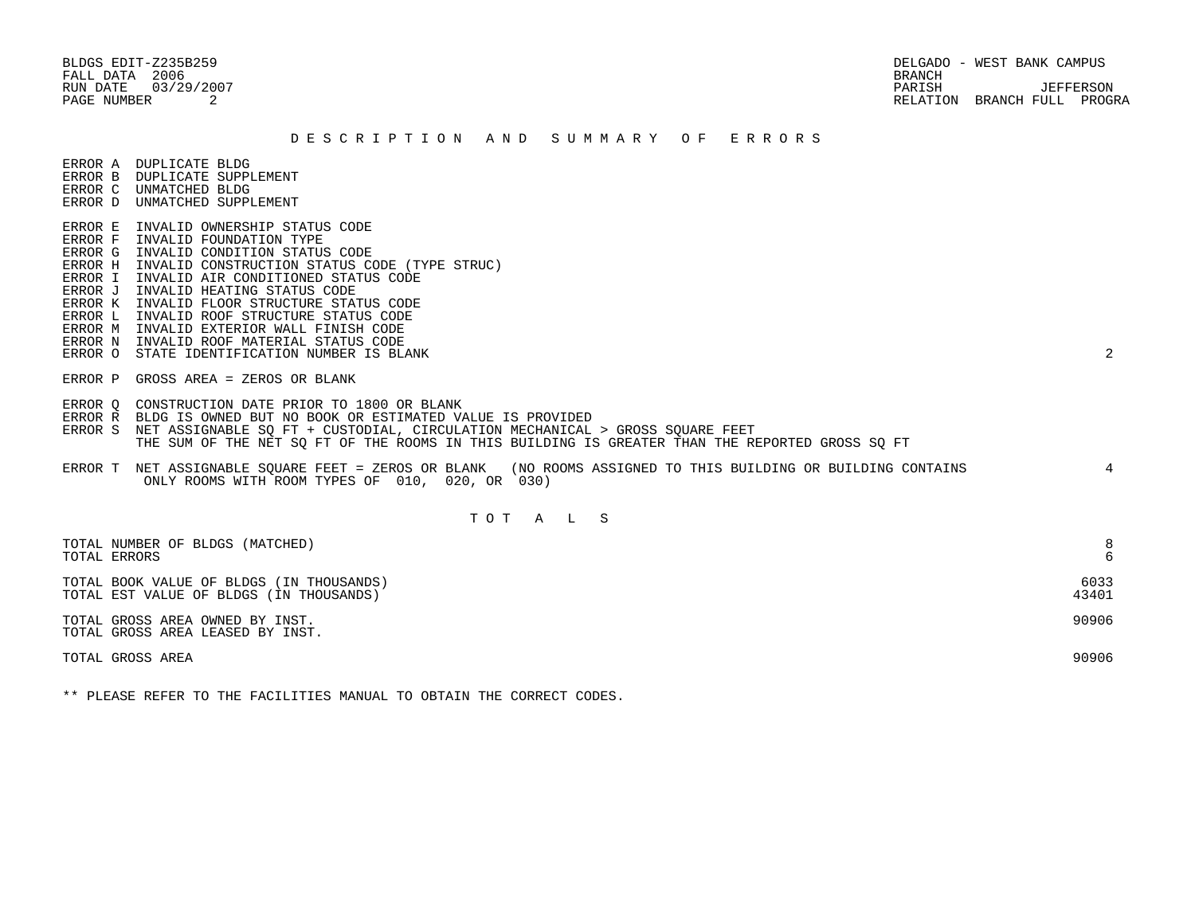BLDGS EDIT-Z235B259
FALL DATA 2006
RUN DATE 03/29/2007
PAGE NUMBER 2

DELGADO - WEST BANK CAMPUS
BRANCH
PARISH JEFFERSON
RELATION BRANCH FULL PROGRA

## D E S C R I P T I O N   A N D   S U M M A R Y   O F   E R R O R S

| | | |
|---|---|---|
| ERROR A | DUPLICATE BLDG | |
| ERROR B | DUPLICATE SUPPLEMENT | |
| ERROR C | UNMATCHED BLDG | |
| ERROR D | UNMATCHED SUPPLEMENT | |
| ERROR E | INVALID OWNERSHIP STATUS CODE | |
| ERROR F | INVALID FOUNDATION TYPE | |
| ERROR G | INVALID CONDITION STATUS CODE | |
| ERROR H | INVALID CONSTRUCTION STATUS CODE (TYPE STRUC) | |
| ERROR I | INVALID AIR CONDITIONED STATUS CODE | |
| ERROR J | INVALID HEATING STATUS CODE | |
| ERROR K | INVALID FLOOR STRUCTURE STATUS CODE | |
| ERROR L | INVALID ROOF STRUCTURE STATUS CODE | |
| ERROR M | INVALID EXTERIOR WALL FINISH CODE | |
| ERROR N | INVALID ROOF MATERIAL STATUS CODE | |
| ERROR O | STATE IDENTIFICATION NUMBER IS BLANK | 2 |
| ERROR P | GROSS AREA = ZEROS OR BLANK | |
| ERROR Q | CONSTRUCTION DATE PRIOR TO 1800 OR BLANK | |
| ERROR R | BLDG IS OWNED BUT NO BOOK OR ESTIMATED VALUE IS PROVIDED | |
| ERROR S | NET ASSIGNABLE SQ FT + CUSTODIAL, CIRCULATION MECHANICAL > GROSS SQUARE FEET<br>THE SUM OF THE NET SQ FT OF THE ROOMS IN THIS BUILDING IS GREATER THAN THE REPORTED GROSS SQ FT | |
| ERROR T | NET ASSIGNABLE SQUARE FEET = ZEROS OR BLANK (NO ROOMS ASSIGNED TO THIS BUILDING OR BUILDING CONTAINS ONLY ROOMS WITH ROOM TYPES OF 010, 020, OR 030) | 4 |

## T O T A L S

| | |
|---|---|
| TOTAL NUMBER OF BLDGS (MATCHED) | 8 |
| TOTAL ERRORS | 6 |
| TOTAL BOOK VALUE OF BLDGS (IN THOUSANDS) | 6033 |
| TOTAL EST VALUE OF BLDGS (IN THOUSANDS) | 43401 |
| TOTAL GROSS AREA OWNED BY INST. | 90906 |
| TOTAL GROSS AREA LEASED BY INST. | |
| TOTAL GROSS AREA | 90906 |

** PLEASE REFER TO THE FACILITIES MANUAL TO OBTAIN THE CORRECT CODES.